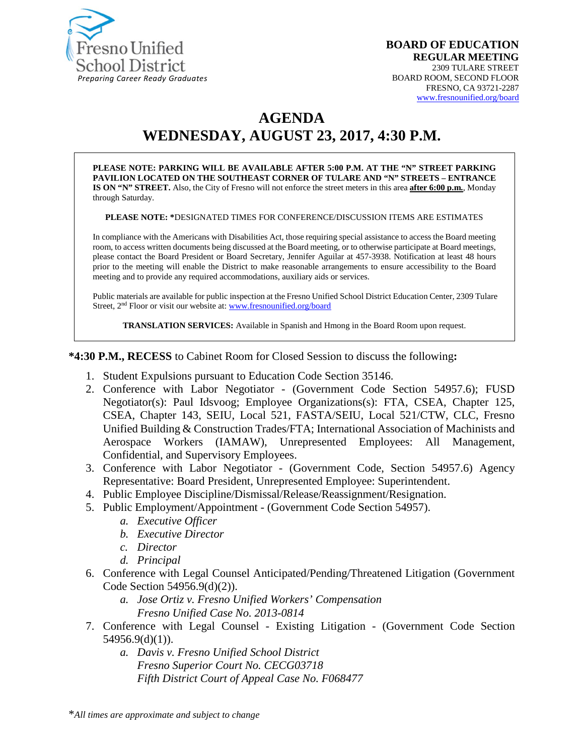Fresno Unified School District
*Preparing Career Ready Graduates*

**BOARD OF EDUCATION**
**REGULAR MEETING**
2309 TULARE STREET
BOARD ROOM, SECOND FLOOR
FRESNO, CA 93721-2287
www.fresnounified.org/board

# AGENDA
# WEDNESDAY, AUGUST 23, 2017, 4:30 P.M.

**PLEASE NOTE: PARKING WILL BE AVAILABLE AFTER 5:00 P.M. AT THE "N" STREET PARKING PAVILION LOCATED ON THE SOUTHEAST CORNER OF TULARE AND "N" STREETS – ENTRANCE IS ON "N" STREET.** Also, the City of Fresno will not enforce the street meters in this area **after 6:00 p.m.**, Monday through Saturday.

**PLEASE NOTE: ***DESIGNATED TIMES FOR CONFERENCE/DISCUSSION ITEMS ARE ESTIMATES

In compliance with the Americans with Disabilities Act, those requiring special assistance to access the Board meeting room, to access written documents being discussed at the Board meeting, or to otherwise participate at Board meetings, please contact the Board President or Board Secretary, Jennifer Aguilar at 457-3938. Notification at least 48 hours prior to the meeting will enable the District to make reasonable arrangements to ensure accessibility to the Board meeting and to provide any required accommodations, auxiliary aids or services.

Public materials are available for public inspection at the Fresno Unified School District Education Center, 2309 Tulare Street, 2nd Floor or visit our website at: www.fresnounified.org/board

**TRANSLATION SERVICES:** Available in Spanish and Hmong in the Board Room upon request.

***4:30 P.M., RECESS** to Cabinet Room for Closed Session to discuss the following**:**

1. Student Expulsions pursuant to Education Code Section 35146.
2. Conference with Labor Negotiator - (Government Code Section 54957.6); FUSD Negotiator(s): Paul Idsvoog; Employee Organizations(s): FTA, CSEA, Chapter 125, CSEA, Chapter 143, SEIU, Local 521, FASTA/SEIU, Local 521/CTW, CLC, Fresno Unified Building & Construction Trades/FTA; International Association of Machinists and Aerospace Workers (IAMAW), Unrepresented Employees: All Management, Confidential, and Supervisory Employees.
3. Conference with Labor Negotiator - (Government Code, Section 54957.6) Agency Representative: Board President, Unrepresented Employee: Superintendent.
4. Public Employee Discipline/Dismissal/Release/Reassignment/Resignation.
5. Public Employment/Appointment - (Government Code Section 54957).
   a. *Executive Officer*
   b. *Executive Director*
   c. *Director*
   d. *Principal*
6. Conference with Legal Counsel Anticipated/Pending/Threatened Litigation (Government Code Section 54956.9(d)(2)).
   a. *Jose Ortiz v. Fresno Unified Workers' Compensation*
      *Fresno Unified Case No. 2013-0814*
7. Conference with Legal Counsel - Existing Litigation - (Government Code Section 54956.9(d)(1)).
   a. *Davis v. Fresno Unified School District*
      *Fresno Superior Court No. CECG03718*
      *Fifth District Court of Appeal Case No. F068477*

**All times are approximate and subject to change*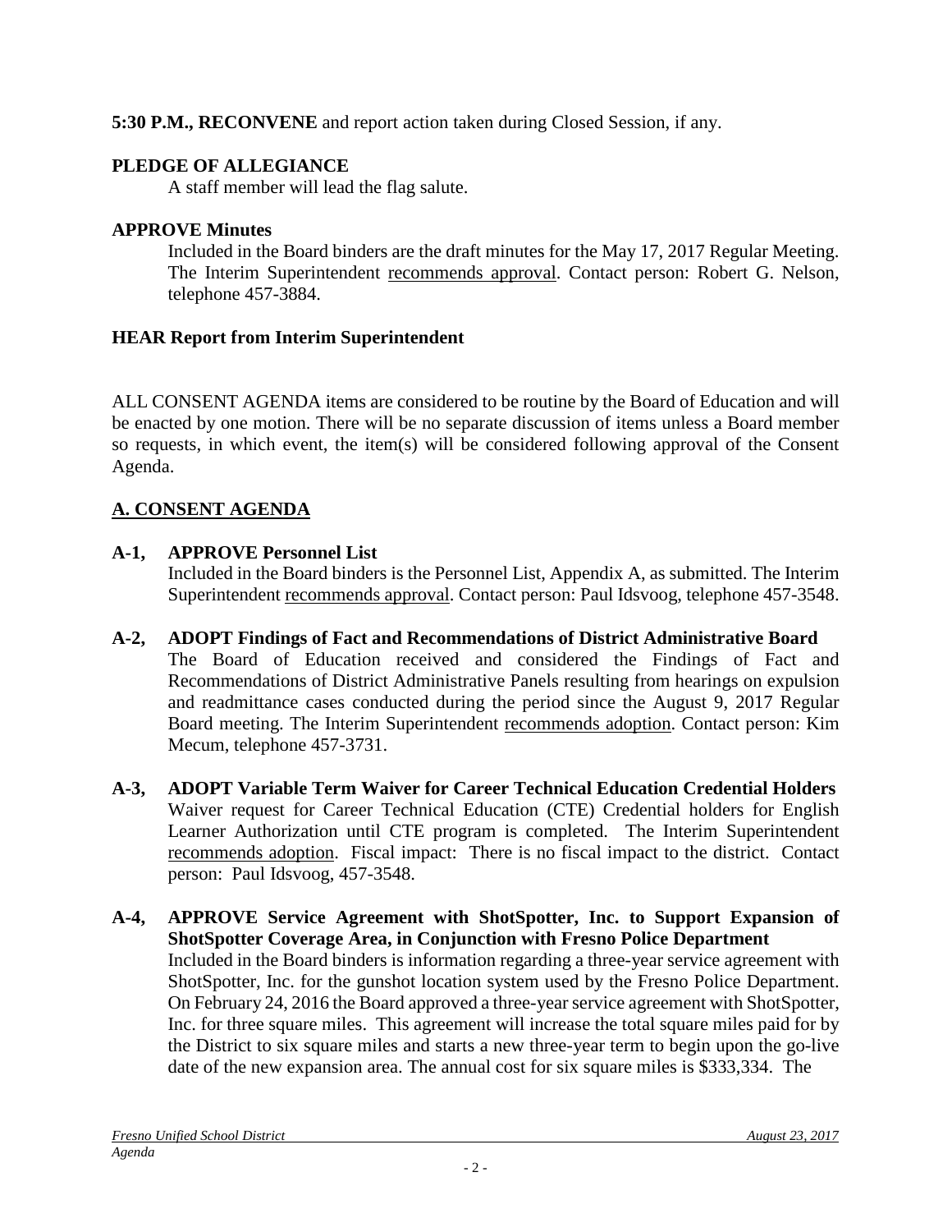**5:30 P.M., RECONVENE** and report action taken during Closed Session, if any.

**PLEDGE OF ALLEGIANCE**

A staff member will lead the flag salute.

**APPROVE Minutes**

Included in the Board binders are the draft minutes for the May 17, 2017 Regular Meeting. The Interim Superintendent recommends approval. Contact person: Robert G. Nelson, telephone 457-3884.

**HEAR Report from Interim Superintendent**

ALL CONSENT AGENDA items are considered to be routine by the Board of Education and will be enacted by one motion. There will be no separate discussion of items unless a Board member so requests, in which event, the item(s) will be considered following approval of the Consent Agenda.

## A. CONSENT AGENDA

**A-1, APPROVE Personnel List**

Included in the Board binders is the Personnel List, Appendix A, as submitted. The Interim Superintendent recommends approval. Contact person: Paul Idsvoog, telephone 457-3548.

**A-2, ADOPT Findings of Fact and Recommendations of District Administrative Board**

The Board of Education received and considered the Findings of Fact and Recommendations of District Administrative Panels resulting from hearings on expulsion and readmittance cases conducted during the period since the August 9, 2017 Regular Board meeting. The Interim Superintendent recommends adoption. Contact person: Kim Mecum, telephone 457-3731.

**A-3, ADOPT Variable Term Waiver for Career Technical Education Credential Holders**

Waiver request for Career Technical Education (CTE) Credential holders for English Learner Authorization until CTE program is completed. The Interim Superintendent recommends adoption. Fiscal impact: There is no fiscal impact to the district. Contact person: Paul Idsvoog, 457-3548.

**A-4, APPROVE Service Agreement with ShotSpotter, Inc. to Support Expansion of ShotSpotter Coverage Area, in Conjunction with Fresno Police Department**

Included in the Board binders is information regarding a three-year service agreement with ShotSpotter, Inc. for the gunshot location system used by the Fresno Police Department. On February 24, 2016 the Board approved a three-year service agreement with ShotSpotter, Inc. for three square miles. This agreement will increase the total square miles paid for by the District to six square miles and starts a new three-year term to begin upon the go-live date of the new expansion area. The annual cost for six square miles is $333,334. The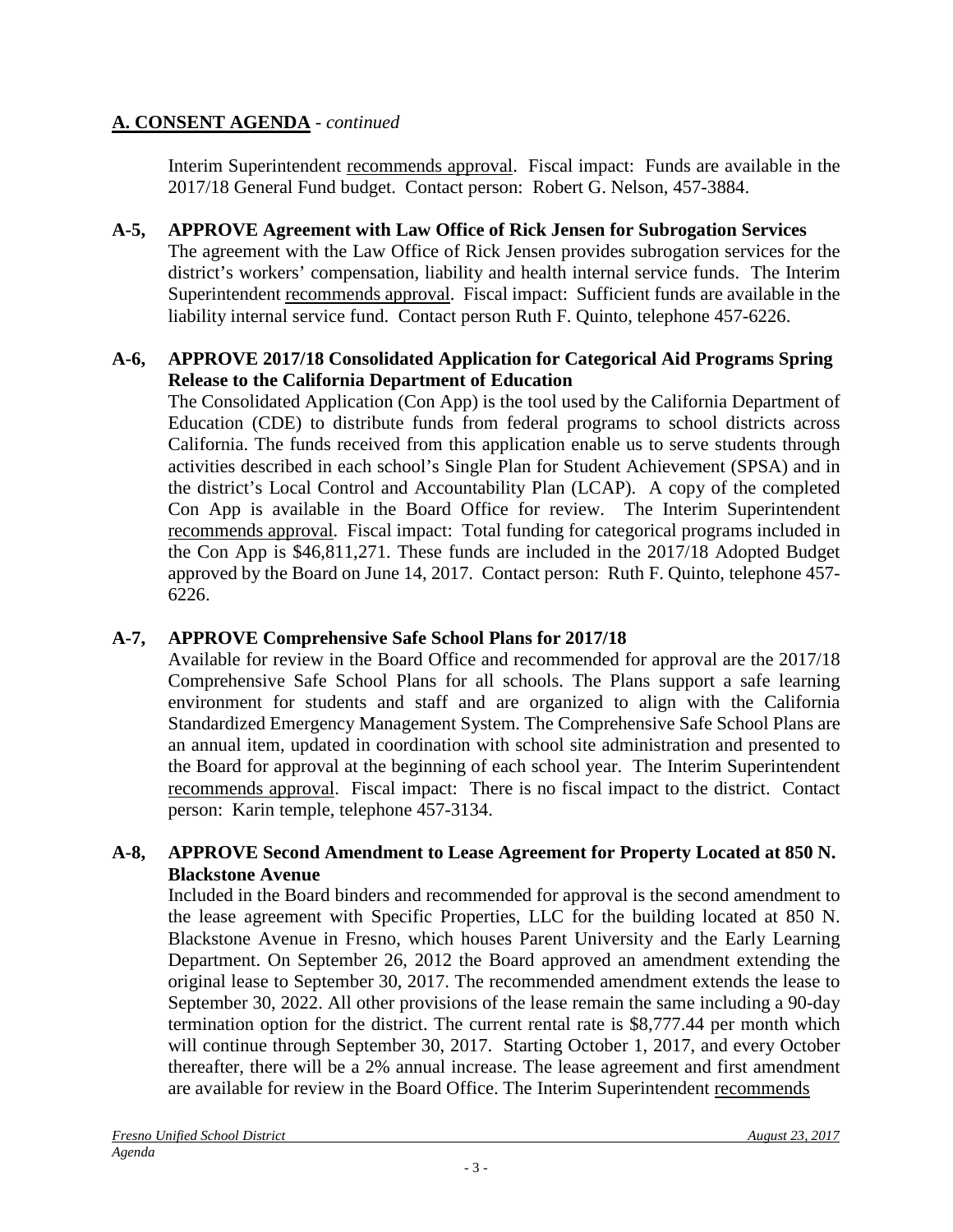## A. CONSENT AGENDA - *continued*

Interim Superintendent recommends approval. Fiscal impact: Funds are available in the 2017/18 General Fund budget. Contact person: Robert G. Nelson, 457-3884.

**A-5, APPROVE Agreement with Law Office of Rick Jensen for Subrogation Services**
The agreement with the Law Office of Rick Jensen provides subrogation services for the district's workers' compensation, liability and health internal service funds. The Interim Superintendent recommends approval. Fiscal impact: Sufficient funds are available in the liability internal service fund. Contact person Ruth F. Quinto, telephone 457-6226.

**A-6, APPROVE 2017/18 Consolidated Application for Categorical Aid Programs Spring Release to the California Department of Education**
The Consolidated Application (Con App) is the tool used by the California Department of Education (CDE) to distribute funds from federal programs to school districts across California. The funds received from this application enable us to serve students through activities described in each school's Single Plan for Student Achievement (SPSA) and in the district's Local Control and Accountability Plan (LCAP). A copy of the completed Con App is available in the Board Office for review. The Interim Superintendent recommends approval. Fiscal impact: Total funding for categorical programs included in the Con App is $46,811,271. These funds are included in the 2017/18 Adopted Budget approved by the Board on June 14, 2017. Contact person: Ruth F. Quinto, telephone 457-6226.

**A-7, APPROVE Comprehensive Safe School Plans for 2017/18**
Available for review in the Board Office and recommended for approval are the 2017/18 Comprehensive Safe School Plans for all schools. The Plans support a safe learning environment for students and staff and are organized to align with the California Standardized Emergency Management System. The Comprehensive Safe School Plans are an annual item, updated in coordination with school site administration and presented to the Board for approval at the beginning of each school year. The Interim Superintendent recommends approval. Fiscal impact: There is no fiscal impact to the district. Contact person: Karin temple, telephone 457-3134.

**A-8, APPROVE Second Amendment to Lease Agreement for Property Located at 850 N. Blackstone Avenue**
Included in the Board binders and recommended for approval is the second amendment to the lease agreement with Specific Properties, LLC for the building located at 850 N. Blackstone Avenue in Fresno, which houses Parent University and the Early Learning Department. On September 26, 2012 the Board approved an amendment extending the original lease to September 30, 2017. The recommended amendment extends the lease to September 30, 2022. All other provisions of the lease remain the same including a 90-day termination option for the district. The current rental rate is $8,777.44 per month which will continue through September 30, 2017. Starting October 1, 2017, and every October thereafter, there will be a 2% annual increase. The lease agreement and first amendment are available for review in the Board Office. The Interim Superintendent recommends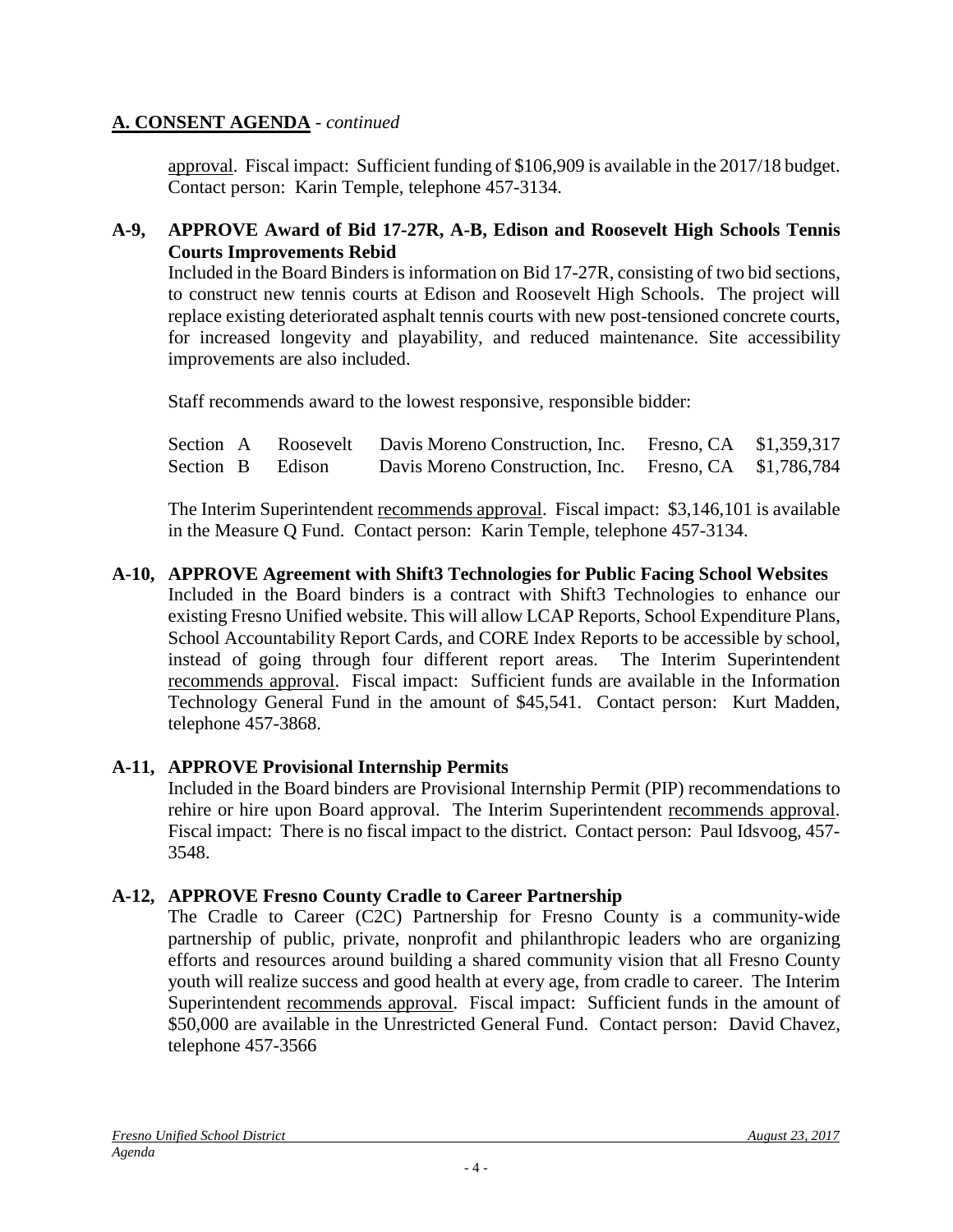## A. CONSENT AGENDA - *continued*

approval. Fiscal impact: Sufficient funding of $106,909 is available in the 2017/18 budget. Contact person: Karin Temple, telephone 457-3134.

**A-9, APPROVE Award of Bid 17-27R, A-B, Edison and Roosevelt High Schools Tennis Courts Improvements Rebid**

Included in the Board Binders is information on Bid 17-27R, consisting of two bid sections, to construct new tennis courts at Edison and Roosevelt High Schools. The project will replace existing deteriorated asphalt tennis courts with new post-tensioned concrete courts, for increased longevity and playability, and reduced maintenance. Site accessibility improvements are also included.

Staff recommends award to the lowest responsive, responsible bidder:

| | | | | |
|---|---|---|---|---|
| Section A | Roosevelt | Davis Moreno Construction, Inc. | Fresno, CA | $1,359,317 |
| Section B | Edison | Davis Moreno Construction, Inc. | Fresno, CA | $1,786,784 |

The Interim Superintendent recommends approval. Fiscal impact: $3,146,101 is available in the Measure Q Fund. Contact person: Karin Temple, telephone 457-3134.

**A-10, APPROVE Agreement with Shift3 Technologies for Public Facing School Websites**

Included in the Board binders is a contract with Shift3 Technologies to enhance our existing Fresno Unified website. This will allow LCAP Reports, School Expenditure Plans, School Accountability Report Cards, and CORE Index Reports to be accessible by school, instead of going through four different report areas. The Interim Superintendent recommends approval. Fiscal impact: Sufficient funds are available in the Information Technology General Fund in the amount of $45,541. Contact person: Kurt Madden, telephone 457-3868.

**A-11, APPROVE Provisional Internship Permits**

Included in the Board binders are Provisional Internship Permit (PIP) recommendations to rehire or hire upon Board approval. The Interim Superintendent recommends approval. Fiscal impact: There is no fiscal impact to the district. Contact person: Paul Idsvoog, 457-3548.

**A-12, APPROVE Fresno County Cradle to Career Partnership**

The Cradle to Career (C2C) Partnership for Fresno County is a community-wide partnership of public, private, nonprofit and philanthropic leaders who are organizing efforts and resources around building a shared community vision that all Fresno County youth will realize success and good health at every age, from cradle to career. The Interim Superintendent recommends approval. Fiscal impact: Sufficient funds in the amount of $50,000 are available in the Unrestricted General Fund. Contact person: David Chavez, telephone 457-3566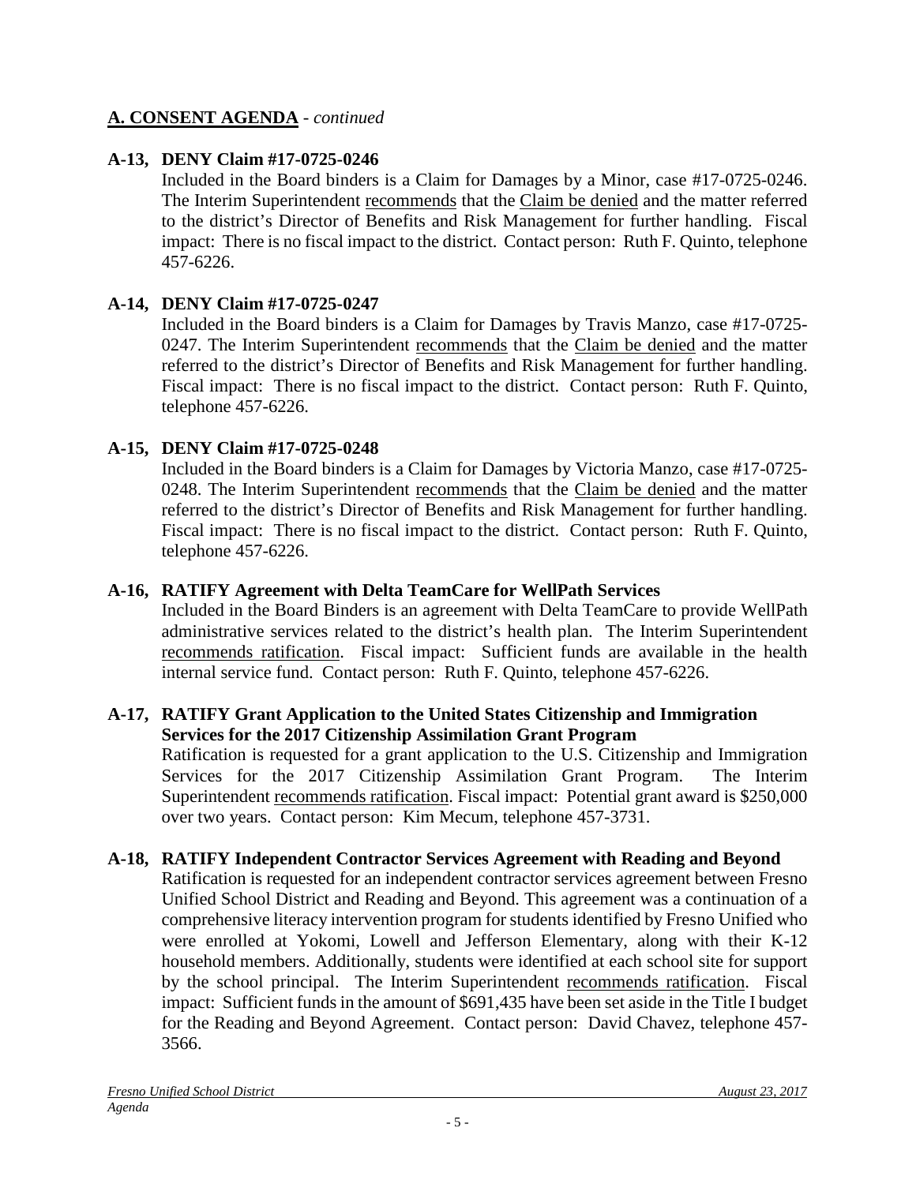## **A. CONSENT AGENDA** - *continued*

### **A-13, DENY Claim #17-0725-0246**

Included in the Board binders is a Claim for Damages by a Minor, case #17-0725-0246. The Interim Superintendent recommends that the Claim be denied and the matter referred to the district's Director of Benefits and Risk Management for further handling. Fiscal impact: There is no fiscal impact to the district. Contact person: Ruth F. Quinto, telephone 457-6226.

### **A-14, DENY Claim #17-0725-0247**

Included in the Board binders is a Claim for Damages by Travis Manzo, case #17-0725-0247. The Interim Superintendent recommends that the Claim be denied and the matter referred to the district's Director of Benefits and Risk Management for further handling. Fiscal impact: There is no fiscal impact to the district. Contact person: Ruth F. Quinto, telephone 457-6226.

### **A-15, DENY Claim #17-0725-0248**

Included in the Board binders is a Claim for Damages by Victoria Manzo, case #17-0725-0248. The Interim Superintendent recommends that the Claim be denied and the matter referred to the district's Director of Benefits and Risk Management for further handling. Fiscal impact: There is no fiscal impact to the district. Contact person: Ruth F. Quinto, telephone 457-6226.

### **A-16, RATIFY Agreement with Delta TeamCare for WellPath Services**

Included in the Board Binders is an agreement with Delta TeamCare to provide WellPath administrative services related to the district's health plan. The Interim Superintendent recommends ratification. Fiscal impact: Sufficient funds are available in the health internal service fund. Contact person: Ruth F. Quinto, telephone 457-6226.

### **A-17, RATIFY Grant Application to the United States Citizenship and Immigration Services for the 2017 Citizenship Assimilation Grant Program**

Ratification is requested for a grant application to the U.S. Citizenship and Immigration Services for the 2017 Citizenship Assimilation Grant Program. The Interim Superintendent recommends ratification. Fiscal impact: Potential grant award is $250,000 over two years. Contact person: Kim Mecum, telephone 457-3731.

### **A-18, RATIFY Independent Contractor Services Agreement with Reading and Beyond**

Ratification is requested for an independent contractor services agreement between Fresno Unified School District and Reading and Beyond. This agreement was a continuation of a comprehensive literacy intervention program for students identified by Fresno Unified who were enrolled at Yokomi, Lowell and Jefferson Elementary, along with their K-12 household members. Additionally, students were identified at each school site for support by the school principal. The Interim Superintendent recommends ratification. Fiscal impact: Sufficient funds in the amount of $691,435 have been set aside in the Title I budget for the Reading and Beyond Agreement. Contact person: David Chavez, telephone 457-3566.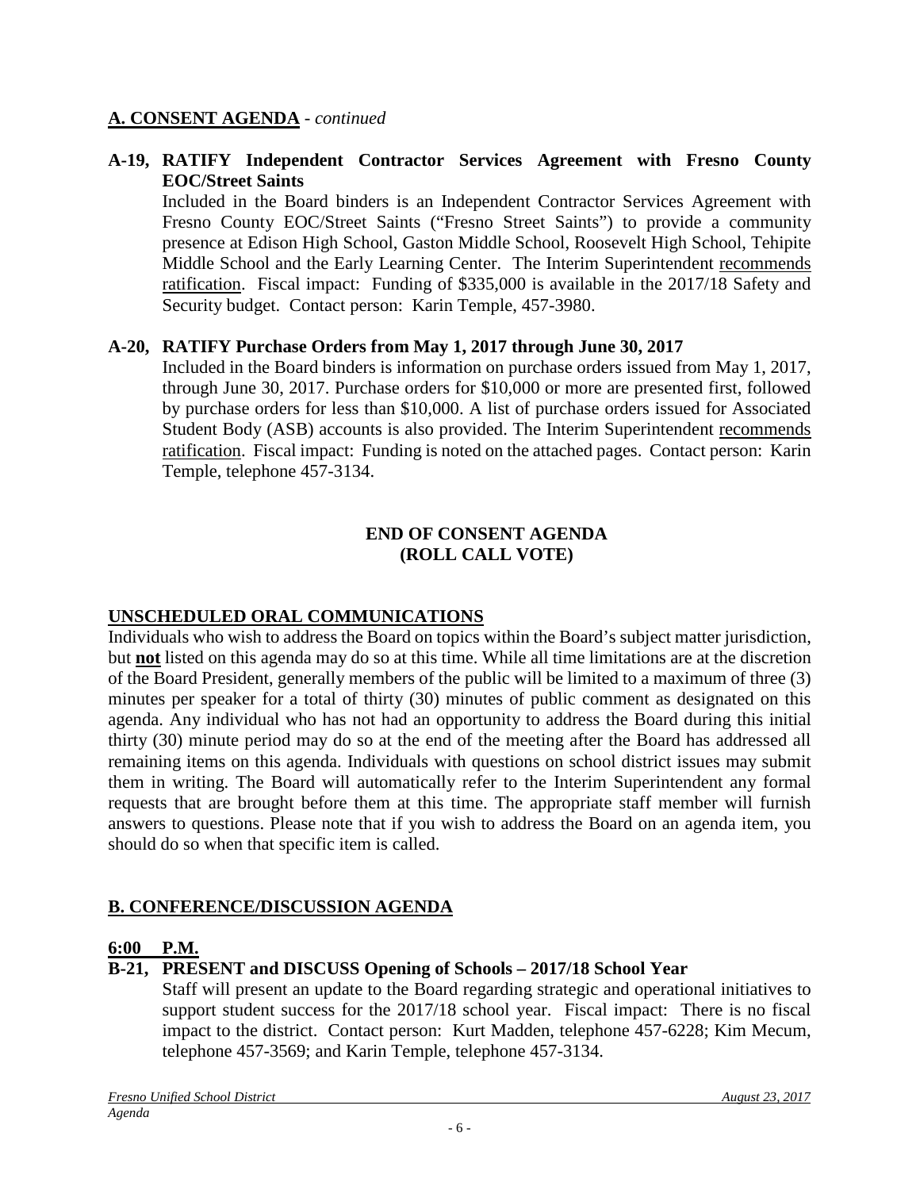## A. CONSENT AGENDA - *continued*

**A-19, RATIFY Independent Contractor Services Agreement with Fresno County EOC/Street Saints**

Included in the Board binders is an Independent Contractor Services Agreement with Fresno County EOC/Street Saints ("Fresno Street Saints") to provide a community presence at Edison High School, Gaston Middle School, Roosevelt High School, Tehipite Middle School and the Early Learning Center. The Interim Superintendent recommends ratification. Fiscal impact: Funding of $335,000 is available in the 2017/18 Safety and Security budget. Contact person: Karin Temple, 457-3980.

**A-20, RATIFY Purchase Orders from May 1, 2017 through June 30, 2017**

Included in the Board binders is information on purchase orders issued from May 1, 2017, through June 30, 2017. Purchase orders for $10,000 or more are presented first, followed by purchase orders for less than $10,000. A list of purchase orders issued for Associated Student Body (ASB) accounts is also provided. The Interim Superintendent recommends ratification. Fiscal impact: Funding is noted on the attached pages. Contact person: Karin Temple, telephone 457-3134.

**END OF CONSENT AGENDA**
**(ROLL CALL VOTE)**

## UNSCHEDULED ORAL COMMUNICATIONS

Individuals who wish to address the Board on topics within the Board's subject matter jurisdiction, but **not** listed on this agenda may do so at this time. While all time limitations are at the discretion of the Board President, generally members of the public will be limited to a maximum of three (3) minutes per speaker for a total of thirty (30) minutes of public comment as designated on this agenda. Any individual who has not had an opportunity to address the Board during this initial thirty (30) minute period may do so at the end of the meeting after the Board has addressed all remaining items on this agenda. Individuals with questions on school district issues may submit them in writing. The Board will automatically refer to the Interim Superintendent any formal requests that are brought before them at this time. The appropriate staff member will furnish answers to questions. Please note that if you wish to address the Board on an agenda item, you should do so when that specific item is called.

## B. CONFERENCE/DISCUSSION AGENDA

**6:00 P.M.**

**B-21, PRESENT and DISCUSS Opening of Schools – 2017/18 School Year**

Staff will present an update to the Board regarding strategic and operational initiatives to support student success for the 2017/18 school year. Fiscal impact: There is no fiscal impact to the district. Contact person: Kurt Madden, telephone 457-6228; Kim Mecum, telephone 457-3569; and Karin Temple, telephone 457-3134.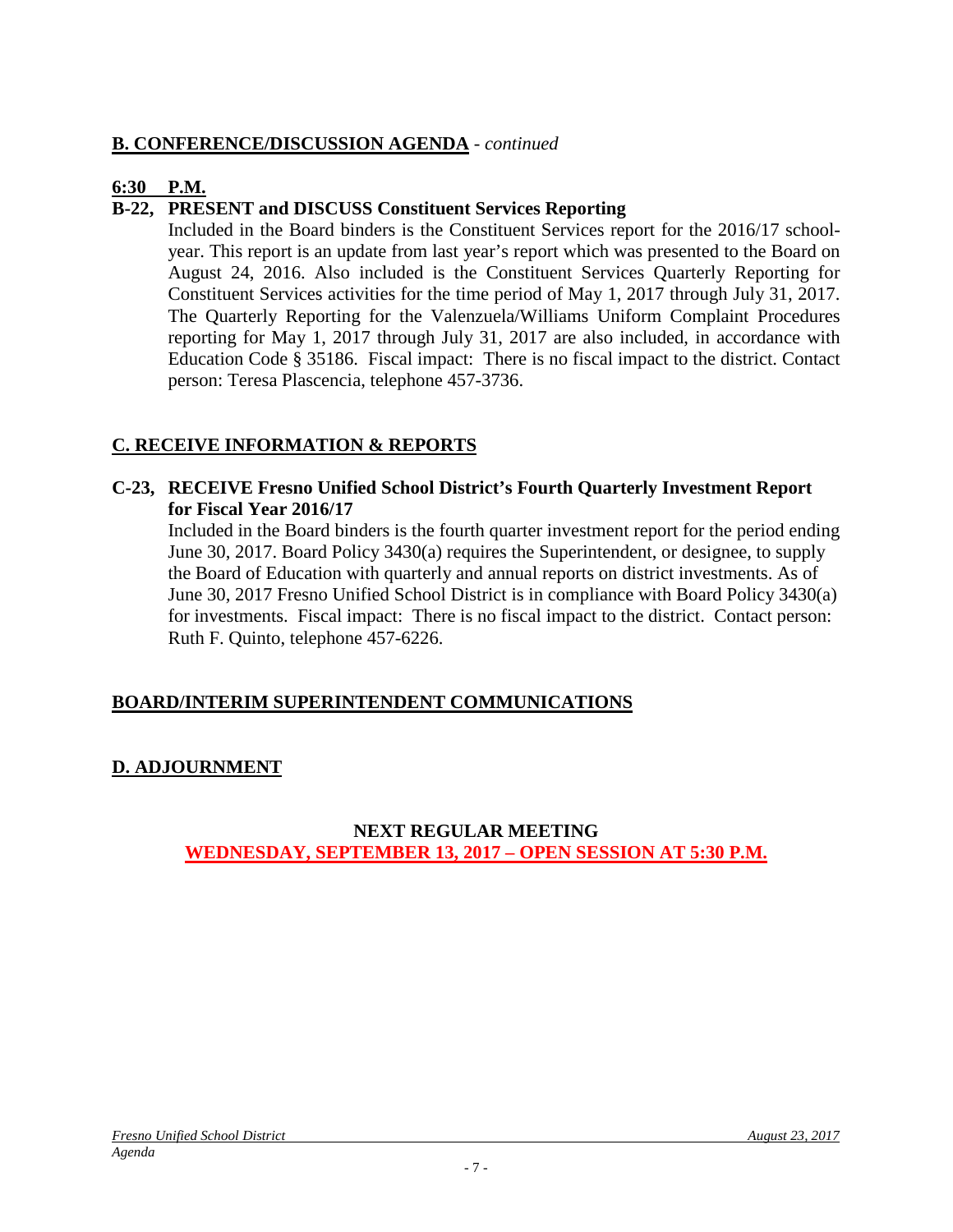## B. CONFERENCE/DISCUSSION AGENDA - *continued*

**6:30 P.M.**

**B-22, PRESENT and DISCUSS Constituent Services Reporting**

Included in the Board binders is the Constituent Services report for the 2016/17 school-year. This report is an update from last year's report which was presented to the Board on August 24, 2016. Also included is the Constituent Services Quarterly Reporting for Constituent Services activities for the time period of May 1, 2017 through July 31, 2017. The Quarterly Reporting for the Valenzuela/Williams Uniform Complaint Procedures reporting for May 1, 2017 through July 31, 2017 are also included, in accordance with Education Code § 35186. Fiscal impact: There is no fiscal impact to the district. Contact person: Teresa Plascencia, telephone 457-3736.

## C. RECEIVE INFORMATION & REPORTS

**C-23, RECEIVE Fresno Unified School District's Fourth Quarterly Investment Report for Fiscal Year 2016/17**

Included in the Board binders is the fourth quarter investment report for the period ending June 30, 2017. Board Policy 3430(a) requires the Superintendent, or designee, to supply the Board of Education with quarterly and annual reports on district investments. As of June 30, 2017 Fresno Unified School District is in compliance with Board Policy 3430(a) for investments. Fiscal impact: There is no fiscal impact to the district. Contact person: Ruth F. Quinto, telephone 457-6226.

## BOARD/INTERIM SUPERINTENDENT COMMUNICATIONS

## D. ADJOURNMENT

**NEXT REGULAR MEETING**

**WEDNESDAY, SEPTEMBER 13, 2017 – OPEN SESSION AT 5:30 P.M.**